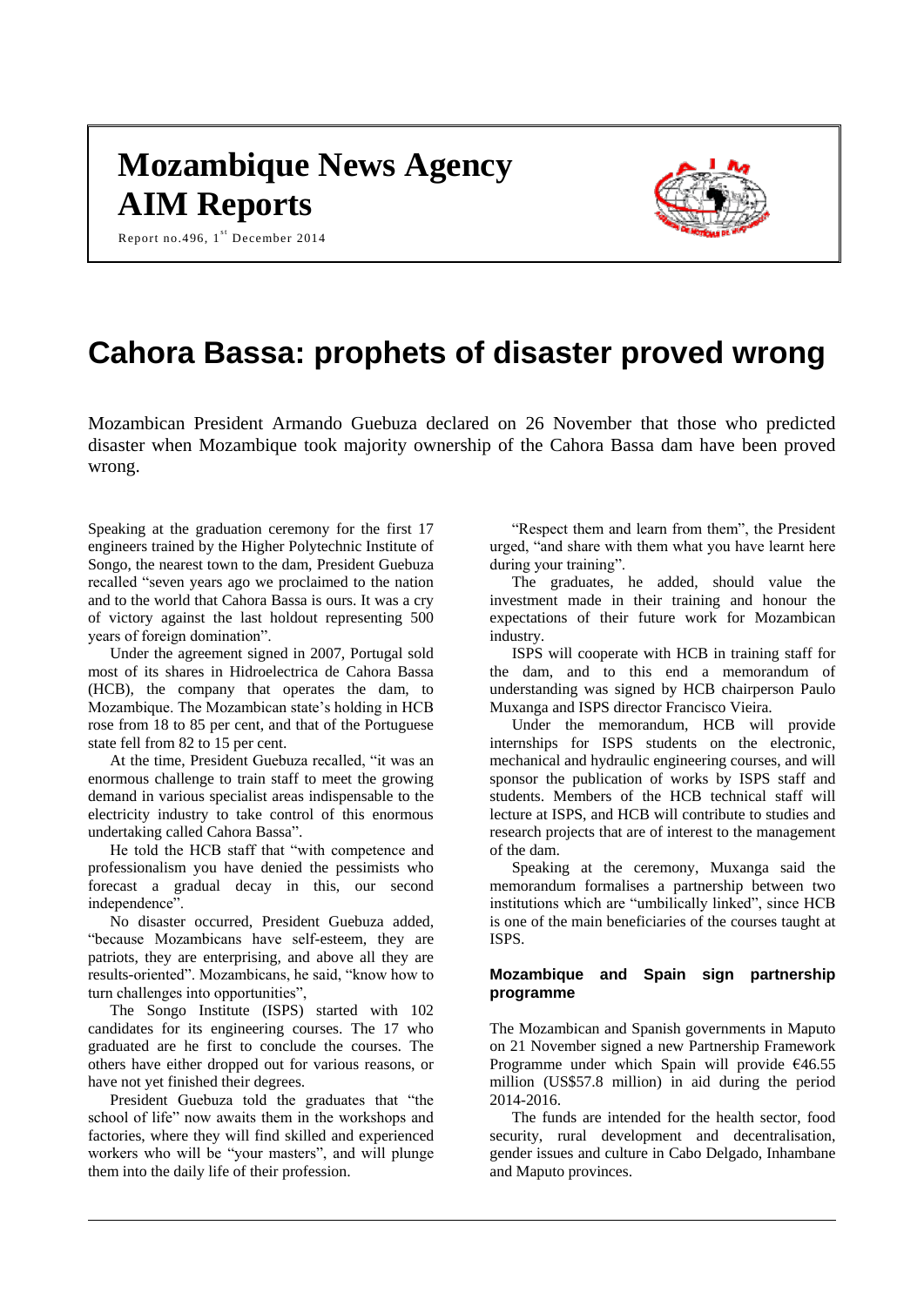# Mozambique News Agency
# AIM Reports

Report no.496, 1st December 2014

# Cahora Bassa: prophets of disaster proved wrong

Mozambican President Armando Guebuza declared on 26 November that those who predicted disaster when Mozambique took majority ownership of the Cahora Bassa dam have been proved wrong.

Speaking at the graduation ceremony for the first 17 engineers trained by the Higher Polytechnic Institute of Songo, the nearest town to the dam, President Guebuza recalled "seven years ago we proclaimed to the nation and to the world that Cahora Bassa is ours. It was a cry of victory against the last holdout representing 500 years of foreign domination".

Under the agreement signed in 2007, Portugal sold most of its shares in Hidroelectrica de Cahora Bassa (HCB), the company that operates the dam, to Mozambique. The Mozambican state's holding in HCB rose from 18 to 85 per cent, and that of the Portuguese state fell from 82 to 15 per cent.

At the time, President Guebuza recalled, "it was an enormous challenge to train staff to meet the growing demand in various specialist areas indispensable to the electricity industry to take control of this enormous undertaking called Cahora Bassa".

He told the HCB staff that "with competence and professionalism you have denied the pessimists who forecast a gradual decay in this, our second independence".

No disaster occurred, President Guebuza added, "because Mozambicans have self-esteem, they are patriots, they are enterprising, and above all they are results-oriented". Mozambicans, he said, "know how to turn challenges into opportunities",

The Songo Institute (ISPS) started with 102 candidates for its engineering courses. The 17 who graduated are he first to conclude the courses. The others have either dropped out for various reasons, or have not yet finished their degrees.

President Guebuza told the graduates that "the school of life" now awaits them in the workshops and factories, where they will find skilled and experienced workers who will be "your masters", and will plunge them into the daily life of their profession.

"Respect them and learn from them", the President urged, "and share with them what you have learnt here during your training".

The graduates, he added, should value the investment made in their training and honour the expectations of their future work for Mozambican industry.

ISPS will cooperate with HCB in training staff for the dam, and to this end a memorandum of understanding was signed by HCB chairperson Paulo Muxanga and ISPS director Francisco Vieira.

Under the memorandum, HCB will provide internships for ISPS students on the electronic, mechanical and hydraulic engineering courses, and will sponsor the publication of works by ISPS staff and students. Members of the HCB technical staff will lecture at ISPS, and HCB will contribute to studies and research projects that are of interest to the management of the dam.

Speaking at the ceremony, Muxanga said the memorandum formalises a partnership between two institutions which are "umbilically linked", since HCB is one of the main beneficiaries of the courses taught at ISPS.

### Mozambique and Spain sign partnership programme

The Mozambican and Spanish governments in Maputo on 21 November signed a new Partnership Framework Programme under which Spain will provide €46.55 million (US$57.8 million) in aid during the period 2014-2016.

The funds are intended for the health sector, food security, rural development and decentralisation, gender issues and culture in Cabo Delgado, Inhambane and Maputo provinces.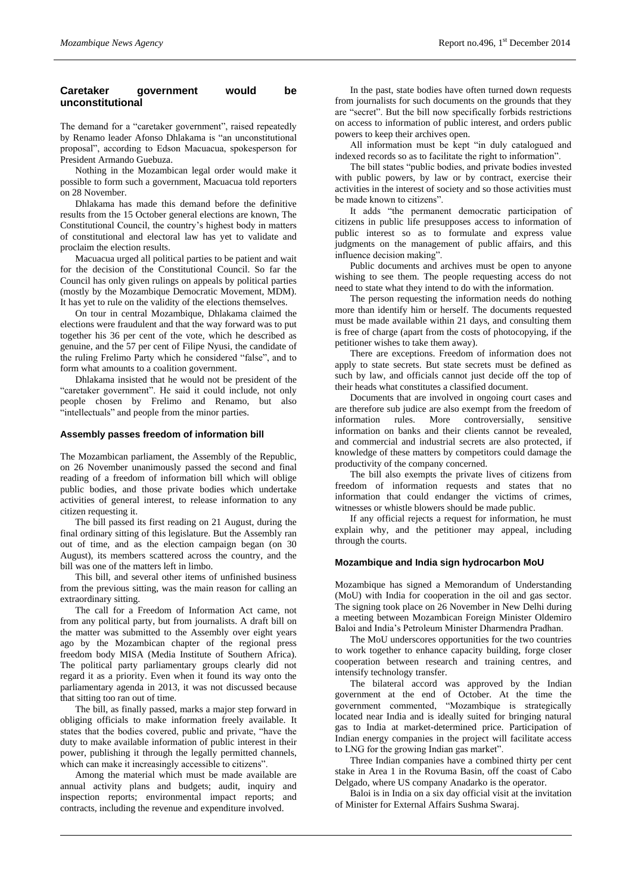## Caretaker government would be unconstitutional

The demand for a "caretaker government", raised repeatedly by Renamo leader Afonso Dhlakama is "an unconstitutional proposal", according to Edson Macuacua, spokesperson for President Armando Guebuza.

Nothing in the Mozambican legal order would make it possible to form such a government, Macuacua told reporters on 28 November.

Dhlakama has made this demand before the definitive results from the 15 October general elections are known, The Constitutional Council, the country's highest body in matters of constitutional and electoral law has yet to validate and proclaim the election results.

Macuacua urged all political parties to be patient and wait for the decision of the Constitutional Council. So far the Council has only given rulings on appeals by political parties (mostly by the Mozambique Democratic Movement, MDM). It has yet to rule on the validity of the elections themselves.

On tour in central Mozambique, Dhlakama claimed the elections were fraudulent and that the way forward was to put together his 36 per cent of the vote, which he described as genuine, and the 57 per cent of Filipe Nyusi, the candidate of the ruling Frelimo Party which he considered "false", and to form what amounts to a coalition government.

Dhlakama insisted that he would not be president of the "caretaker government". He said it could include, not only people chosen by Frelimo and Renamo, but also "intellectuals" and people from the minor parties.

## Assembly passes freedom of information bill

The Mozambican parliament, the Assembly of the Republic, on 26 November unanimously passed the second and final reading of a freedom of information bill which will oblige public bodies, and those private bodies which undertake activities of general interest, to release information to any citizen requesting it.

The bill passed its first reading on 21 August, during the final ordinary sitting of this legislature. But the Assembly ran out of time, and as the election campaign began (on 30 August), its members scattered across the country, and the bill was one of the matters left in limbo.

This bill, and several other items of unfinished business from the previous sitting, was the main reason for calling an extraordinary sitting.

The call for a Freedom of Information Act came, not from any political party, but from journalists. A draft bill on the matter was submitted to the Assembly over eight years ago by the Mozambican chapter of the regional press freedom body MISA (Media Institute of Southern Africa). The political party parliamentary groups clearly did not regard it as a priority. Even when it found its way onto the parliamentary agenda in 2013, it was not discussed because that sitting too ran out of time.

The bill, as finally passed, marks a major step forward in obliging officials to make information freely available. It states that the bodies covered, public and private, "have the duty to make available information of public interest in their power, publishing it through the legally permitted channels, which can make it increasingly accessible to citizens".

Among the material which must be made available are annual activity plans and budgets; audit, inquiry and inspection reports; environmental impact reports; and contracts, including the revenue and expenditure involved.

In the past, state bodies have often turned down requests from journalists for such documents on the grounds that they are "secret". But the bill now specifically forbids restrictions on access to information of public interest, and orders public powers to keep their archives open.

All information must be kept "in duly catalogued and indexed records so as to facilitate the right to information".

The bill states "public bodies, and private bodies invested with public powers, by law or by contract, exercise their activities in the interest of society and so those activities must be made known to citizens".

It adds "the permanent democratic participation of citizens in public life presupposes access to information of public interest so as to formulate and express value judgments on the management of public affairs, and this influence decision making".

Public documents and archives must be open to anyone wishing to see them. The people requesting access do not need to state what they intend to do with the information.

The person requesting the information needs do nothing more than identify him or herself. The documents requested must be made available within 21 days, and consulting them is free of charge (apart from the costs of photocopying, if the petitioner wishes to take them away).

There are exceptions. Freedom of information does not apply to state secrets. But state secrets must be defined as such by law, and officials cannot just decide off the top of their heads what constitutes a classified document.

Documents that are involved in ongoing court cases and are therefore sub judice are also exempt from the freedom of information rules. More controversially, sensitive information on banks and their clients cannot be revealed, and commercial and industrial secrets are also protected, if knowledge of these matters by competitors could damage the productivity of the company concerned.

The bill also exempts the private lives of citizens from freedom of information requests and states that no information that could endanger the victims of crimes, witnesses or whistle blowers should be made public.

If any official rejects a request for information, he must explain why, and the petitioner may appeal, including through the courts.

## Mozambique and India sign hydrocarbon MoU

Mozambique has signed a Memorandum of Understanding (MoU) with India for cooperation in the oil and gas sector. The signing took place on 26 November in New Delhi during a meeting between Mozambican Foreign Minister Oldemiro Baloi and India's Petroleum Minister Dharmendra Pradhan.

The MoU underscores opportunities for the two countries to work together to enhance capacity building, forge closer cooperation between research and training centres, and intensify technology transfer.

The bilateral accord was approved by the Indian government at the end of October. At the time the government commented, "Mozambique is strategically located near India and is ideally suited for bringing natural gas to India at market-determined price. Participation of Indian energy companies in the project will facilitate access to LNG for the growing Indian gas market".

Three Indian companies have a combined thirty per cent stake in Area 1 in the Rovuma Basin, off the coast of Cabo Delgado, where US company Anadarko is the operator.

Baloi is in India on a six day official visit at the invitation of Minister for External Affairs Sushma Swaraj.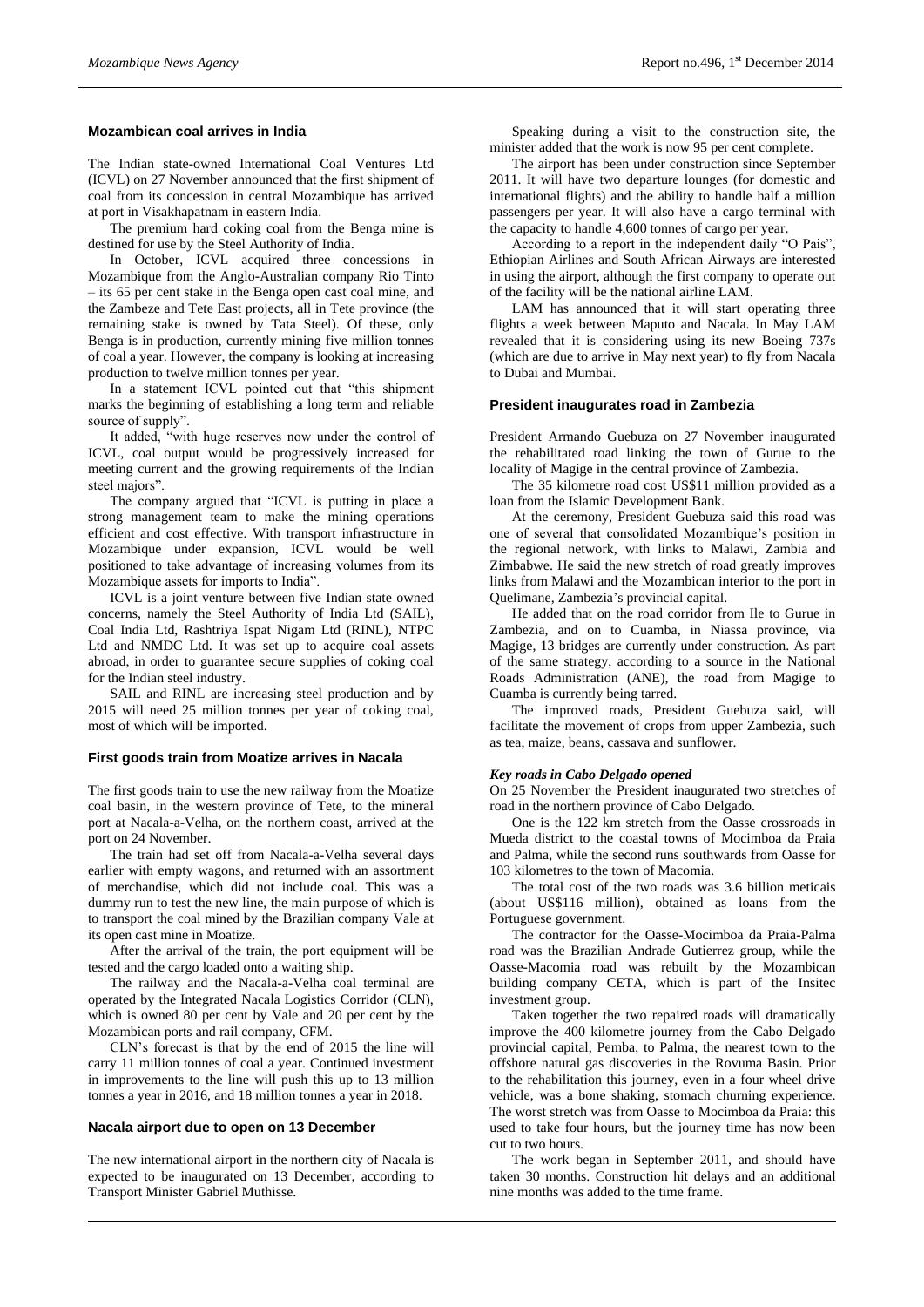## Mozambican coal arrives in India

The Indian state-owned International Coal Ventures Ltd (ICVL) on 27 November announced that the first shipment of coal from its concession in central Mozambique has arrived at port in Visakhapatnam in eastern India.

The premium hard coking coal from the Benga mine is destined for use by the Steel Authority of India.

In October, ICVL acquired three concessions in Mozambique from the Anglo-Australian company Rio Tinto – its 65 per cent stake in the Benga open cast coal mine, and the Zambeze and Tete East projects, all in Tete province (the remaining stake is owned by Tata Steel). Of these, only Benga is in production, currently mining five million tonnes of coal a year. However, the company is looking at increasing production to twelve million tonnes per year.

In a statement ICVL pointed out that "this shipment marks the beginning of establishing a long term and reliable source of supply".

It added, "with huge reserves now under the control of ICVL, coal output would be progressively increased for meeting current and the growing requirements of the Indian steel majors".

The company argued that "ICVL is putting in place a strong management team to make the mining operations efficient and cost effective. With transport infrastructure in Mozambique under expansion, ICVL would be well positioned to take advantage of increasing volumes from its Mozambique assets for imports to India".

ICVL is a joint venture between five Indian state owned concerns, namely the Steel Authority of India Ltd (SAIL), Coal India Ltd, Rashtriya Ispat Nigam Ltd (RINL), NTPC Ltd and NMDC Ltd. It was set up to acquire coal assets abroad, in order to guarantee secure supplies of coking coal for the Indian steel industry.

SAIL and RINL are increasing steel production and by 2015 will need 25 million tonnes per year of coking coal, most of which will be imported.

## First goods train from Moatize arrives in Nacala

The first goods train to use the new railway from the Moatize coal basin, in the western province of Tete, to the mineral port at Nacala-a-Velha, on the northern coast, arrived at the port on 24 November.

The train had set off from Nacala-a-Velha several days earlier with empty wagons, and returned with an assortment of merchandise, which did not include coal. This was a dummy run to test the new line, the main purpose of which is to transport the coal mined by the Brazilian company Vale at its open cast mine in Moatize.

After the arrival of the train, the port equipment will be tested and the cargo loaded onto a waiting ship.

The railway and the Nacala-a-Velha coal terminal are operated by the Integrated Nacala Logistics Corridor (CLN), which is owned 80 per cent by Vale and 20 per cent by the Mozambican ports and rail company, CFM.

CLN's forecast is that by the end of 2015 the line will carry 11 million tonnes of coal a year. Continued investment in improvements to the line will push this up to 13 million tonnes a year in 2016, and 18 million tonnes a year in 2018.

## Nacala airport due to open on 13 December

The new international airport in the northern city of Nacala is expected to be inaugurated on 13 December, according to Transport Minister Gabriel Muthisse.

Speaking during a visit to the construction site, the minister added that the work is now 95 per cent complete.

The airport has been under construction since September 2011. It will have two departure lounges (for domestic and international flights) and the ability to handle half a million passengers per year. It will also have a cargo terminal with the capacity to handle 4,600 tonnes of cargo per year.

According to a report in the independent daily "O Pais", Ethiopian Airlines and South African Airways are interested in using the airport, although the first company to operate out of the facility will be the national airline LAM.

LAM has announced that it will start operating three flights a week between Maputo and Nacala. In May LAM revealed that it is considering using its new Boeing 737s (which are due to arrive in May next year) to fly from Nacala to Dubai and Mumbai.

## President inaugurates road in Zambezia

President Armando Guebuza on 27 November inaugurated the rehabilitated road linking the town of Gurue to the locality of Magige in the central province of Zambezia.

The 35 kilometre road cost US$11 million provided as a loan from the Islamic Development Bank.

At the ceremony, President Guebuza said this road was one of several that consolidated Mozambique's position in the regional network, with links to Malawi, Zambia and Zimbabwe. He said the new stretch of road greatly improves links from Malawi and the Mozambican interior to the port in Quelimane, Zambezia's provincial capital.

He added that on the road corridor from Ile to Gurue in Zambezia, and on to Cuamba, in Niassa province, via Magige, 13 bridges are currently under construction. As part of the same strategy, according to a source in the National Roads Administration (ANE), the road from Magige to Cuamba is currently being tarred.

The improved roads, President Guebuza said, will facilitate the movement of crops from upper Zambezia, such as tea, maize, beans, cassava and sunflower.

### *Key roads in Cabo Delgado opened*

On 25 November the President inaugurated two stretches of road in the northern province of Cabo Delgado.

One is the 122 km stretch from the Oasse crossroads in Mueda district to the coastal towns of Mocimboa da Praia and Palma, while the second runs southwards from Oasse for 103 kilometres to the town of Macomia.

The total cost of the two roads was 3.6 billion meticais (about US$116 million), obtained as loans from the Portuguese government.

The contractor for the Oasse-Mocimboa da Praia-Palma road was the Brazilian Andrade Gutierrez group, while the Oasse-Macomia road was rebuilt by the Mozambican building company CETA, which is part of the Insitec investment group.

Taken together the two repaired roads will dramatically improve the 400 kilometre journey from the Cabo Delgado provincial capital, Pemba, to Palma, the nearest town to the offshore natural gas discoveries in the Rovuma Basin. Prior to the rehabilitation this journey, even in a four wheel drive vehicle, was a bone shaking, stomach churning experience. The worst stretch was from Oasse to Mocimboa da Praia: this used to take four hours, but the journey time has now been cut to two hours.

The work began in September 2011, and should have taken 30 months. Construction hit delays and an additional nine months was added to the time frame.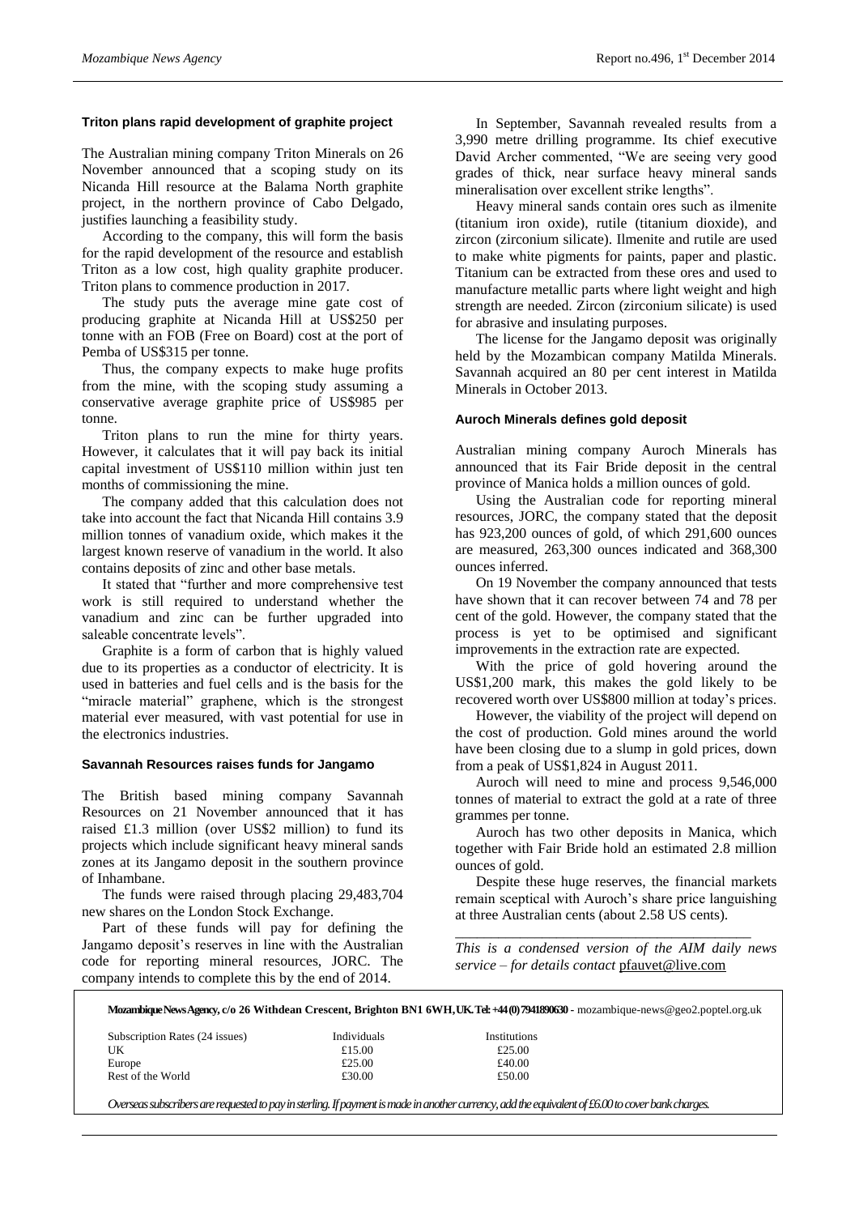### Triton plans rapid development of graphite project

The Australian mining company Triton Minerals on 26 November announced that a scoping study on its Nicanda Hill resource at the Balama North graphite project, in the northern province of Cabo Delgado, justifies launching a feasibility study.

According to the company, this will form the basis for the rapid development of the resource and establish Triton as a low cost, high quality graphite producer. Triton plans to commence production in 2017.

The study puts the average mine gate cost of producing graphite at Nicanda Hill at US$250 per tonne with an FOB (Free on Board) cost at the port of Pemba of US$315 per tonne.

Thus, the company expects to make huge profits from the mine, with the scoping study assuming a conservative average graphite price of US$985 per tonne.

Triton plans to run the mine for thirty years. However, it calculates that it will pay back its initial capital investment of US$110 million within just ten months of commissioning the mine.

The company added that this calculation does not take into account the fact that Nicanda Hill contains 3.9 million tonnes of vanadium oxide, which makes it the largest known reserve of vanadium in the world. It also contains deposits of zinc and other base metals.

It stated that "further and more comprehensive test work is still required to understand whether the vanadium and zinc can be further upgraded into saleable concentrate levels".

Graphite is a form of carbon that is highly valued due to its properties as a conductor of electricity. It is used in batteries and fuel cells and is the basis for the "miracle material" graphene, which is the strongest material ever measured, with vast potential for use in the electronics industries.

### Savannah Resources raises funds for Jangamo

The British based mining company Savannah Resources on 21 November announced that it has raised £1.3 million (over US$2 million) to fund its projects which include significant heavy mineral sands zones at its Jangamo deposit in the southern province of Inhambane.

The funds were raised through placing 29,483,704 new shares on the London Stock Exchange.

Part of these funds will pay for defining the Jangamo deposit's reserves in line with the Australian code for reporting mineral resources, JORC. The company intends to complete this by the end of 2014.

In September, Savannah revealed results from a 3,990 metre drilling programme. Its chief executive David Archer commented, "We are seeing very good grades of thick, near surface heavy mineral sands mineralisation over excellent strike lengths".

Heavy mineral sands contain ores such as ilmenite (titanium iron oxide), rutile (titanium dioxide), and zircon (zirconium silicate). Ilmenite and rutile are used to make white pigments for paints, paper and plastic. Titanium can be extracted from these ores and used to manufacture metallic parts where light weight and high strength are needed. Zircon (zirconium silicate) is used for abrasive and insulating purposes.

The license for the Jangamo deposit was originally held by the Mozambican company Matilda Minerals. Savannah acquired an 80 per cent interest in Matilda Minerals in October 2013.

### Auroch Minerals defines gold deposit

Australian mining company Auroch Minerals has announced that its Fair Bride deposit in the central province of Manica holds a million ounces of gold.

Using the Australian code for reporting mineral resources, JORC, the company stated that the deposit has 923,200 ounces of gold, of which 291,600 ounces are measured, 263,300 ounces indicated and 368,300 ounces inferred.

On 19 November the company announced that tests have shown that it can recover between 74 and 78 per cent of the gold. However, the company stated that the process is yet to be optimised and significant improvements in the extraction rate are expected.

With the price of gold hovering around the US$1,200 mark, this makes the gold likely to be recovered worth over US$800 million at today's prices.

However, the viability of the project will depend on the cost of production. Gold mines around the world have been closing due to a slump in gold prices, down from a peak of US$1,824 in August 2011.

Auroch will need to mine and process 9,546,000 tonnes of material to extract the gold at a rate of three grammes per tonne.

Auroch has two other deposits in Manica, which together with Fair Bride hold an estimated 2.8 million ounces of gold.

Despite these huge reserves, the financial markets remain sceptical with Auroch's share price languishing at three Australian cents (about 2.58 US cents).

---

*This is a condensed version of the AIM daily news service – for details contact* pfauvet@live.com

**Mozambique News Agency, c/o 26 Withdean Crescent, Brighton BN1 6WH, UK. Tel: +44 (0) 7941890630 -** mozambique-news@geo2.poptel.org.uk

| Subscription Rates (24 issues) | Individuals | Institutions |
|---|---|---|
| UK | £15.00 | £25.00 |
| Europe | £25.00 | £40.00 |
| Rest of the World | £30.00 | £50.00 |

*Overseas subscribers are requested to pay in sterling. If payment is made in another currency, add the equivalent of £6.00 to cover bank charges.*